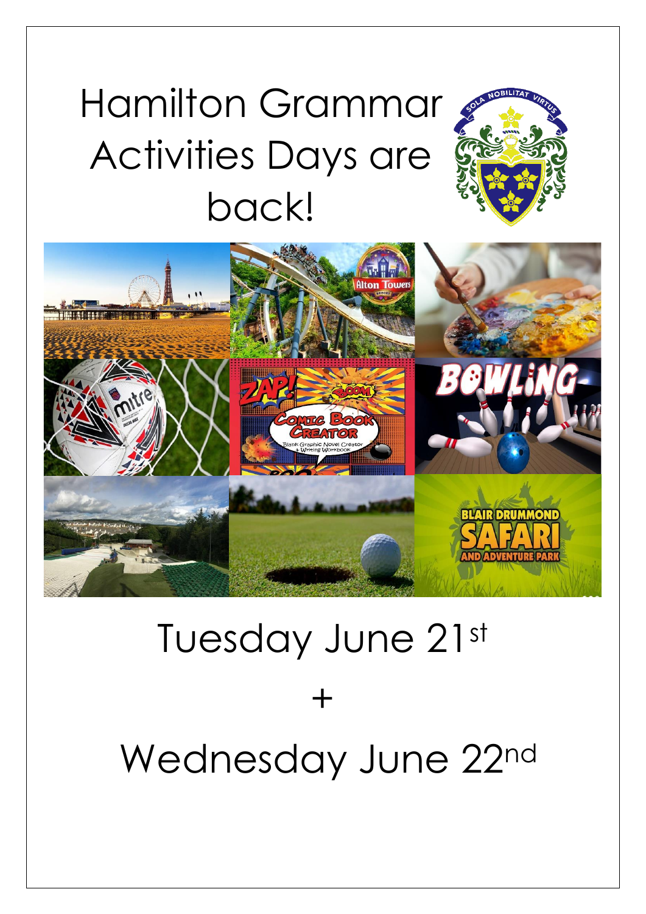# Hamilton Grammar Activities Days are back!

Tuesday June 21st

\+

Wednesday June 22nd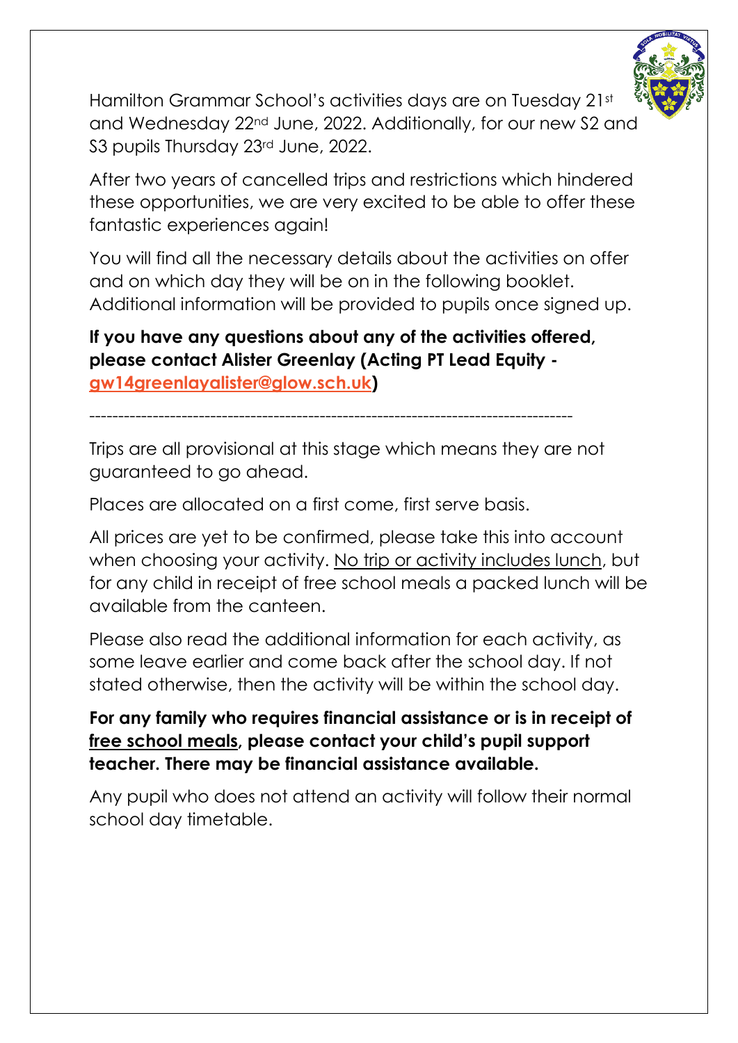Hamilton Grammar School's activities days are on Tuesday 21st and Wednesday 22nd June, 2022. Additionally, for our new S2 and S3 pupils Thursday 23rd June, 2022.

After two years of cancelled trips and restrictions which hindered these opportunities, we are very excited to be able to offer these fantastic experiences again!

You will find all the necessary details about the activities on offer and on which day they will be on in the following booklet. Additional information will be provided to pupils once signed up.

**If you have any questions about any of the activities offered, please contact Alister Greenlay (Acting PT Lead Equity - gw14greenlayalister@glow.sch.uk)**

---

Trips are all provisional at this stage which means they are not guaranteed to go ahead.

Places are allocated on a first come, first serve basis.

All prices are yet to be confirmed, please take this into account when choosing your activity. No trip or activity includes lunch, but for any child in receipt of free school meals a packed lunch will be available from the canteen.

Please also read the additional information for each activity, as some leave earlier and come back after the school day. If not stated otherwise, then the activity will be within the school day.

**For any family who requires financial assistance or is in receipt of free school meals, please contact your child's pupil support teacher. There may be financial assistance available.**

Any pupil who does not attend an activity will follow their normal school day timetable.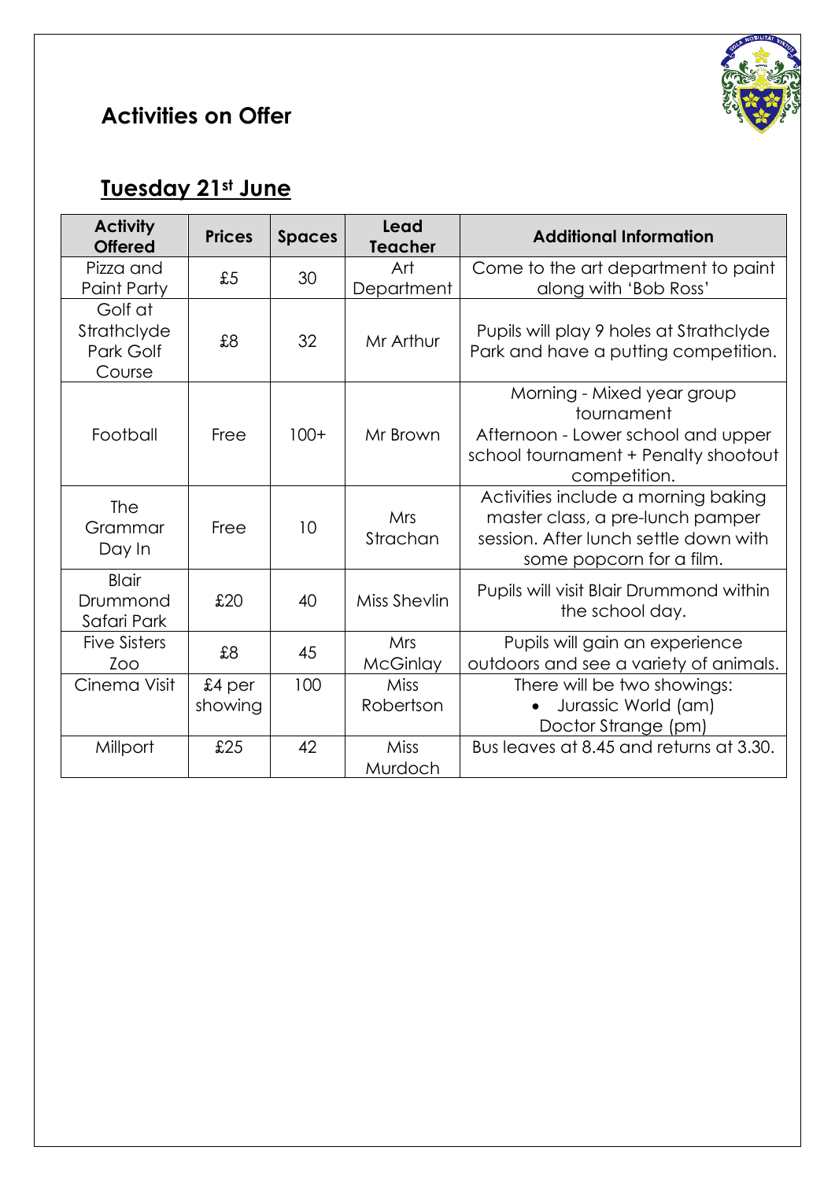## Activities on Offer

### Tuesday 21st June

| Activity Offered | Prices | Spaces | Lead Teacher | Additional Information |
|---|---|---|---|---|
| Pizza and Paint Party | £5 | 30 | Art Department | Come to the art department to paint along with 'Bob Ross' |
| Golf at Strathclyde Park Golf Course | £8 | 32 | Mr Arthur | Pupils will play 9 holes at Strathclyde Park and have a putting competition. |
| Football | Free | 100+ | Mr Brown | Morning - Mixed year group tournament<br>Afternoon - Lower school and upper school tournament + Penalty shootout competition. |
| The Grammar Day In | Free | 10 | Mrs Strachan | Activities include a morning baking master class, a pre-lunch pamper session. After lunch settle down with some popcorn for a film. |
| Blair Drummond Safari Park | £20 | 40 | Miss Shevlin | Pupils will visit Blair Drummond within the school day. |
| Five Sisters Zoo | £8 | 45 | Mrs McGinlay | Pupils will gain an experience outdoors and see a variety of animals. |
| Cinema Visit | £4 per showing | 100 | Miss Robertson | There will be two showings:<br>• Jurassic World (am)<br>Doctor Strange (pm) |
| Millport | £25 | 42 | Miss Murdoch | Bus leaves at 8.45 and returns at 3.30. |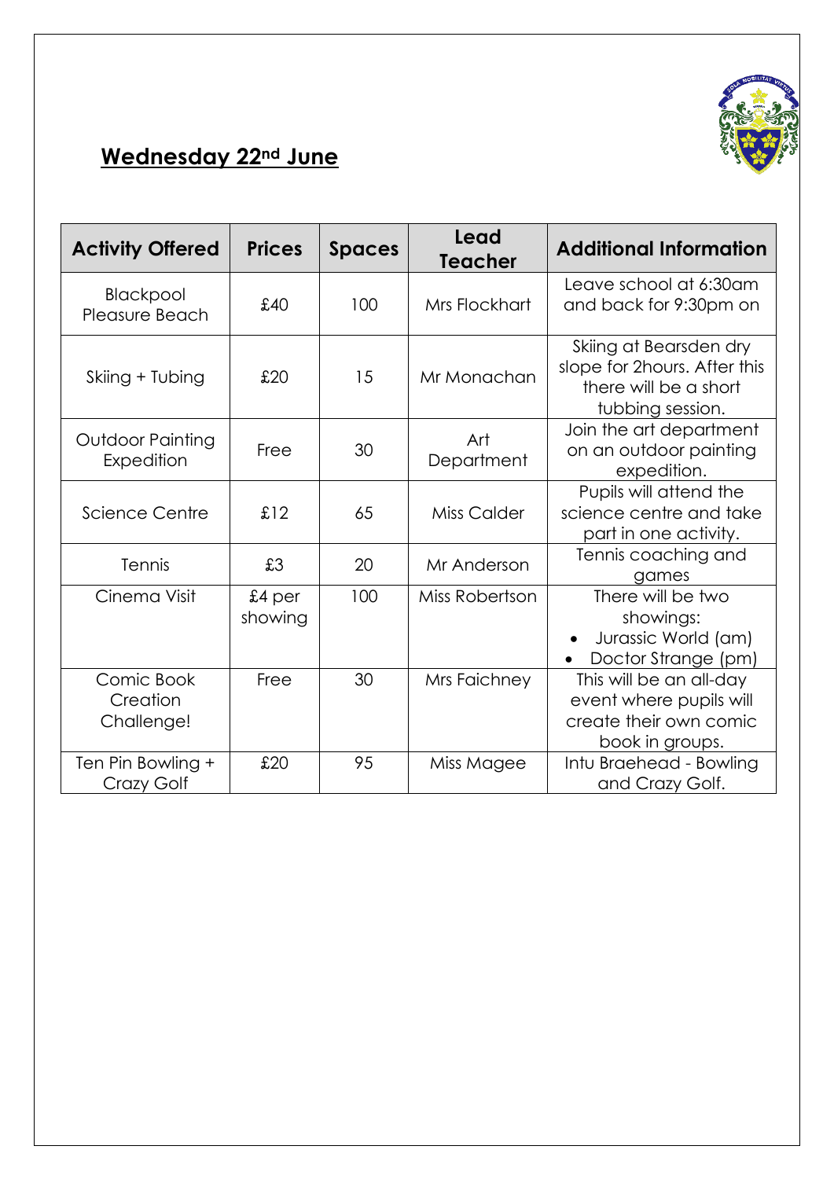## Wednesday 22nd June

| Activity Offered | Prices | Spaces | Lead Teacher | Additional Information |
| --- | --- | --- | --- | --- |
| Blackpool Pleasure Beach | £40 | 100 | Mrs Flockhart | Leave school at 6:30am and back for 9:30pm on |
| Skiing + Tubing | £20 | 15 | Mr Monachan | Skiing at Bearsden dry slope for 2hours. After this there will be a short tubbing session. |
| Outdoor Painting Expedition | Free | 30 | Art Department | Join the art department on an outdoor painting expedition. |
| Science Centre | £12 | 65 | Miss Calder | Pupils will attend the science centre and take part in one activity. |
| Tennis | £3 | 20 | Mr Anderson | Tennis coaching and games |
| Cinema Visit | £4 per showing | 100 | Miss Robertson | There will be two showings: • Jurassic World (am) • Doctor Strange (pm) |
| Comic Book Creation Challenge! | Free | 30 | Mrs Faichney | This will be an all-day event where pupils will create their own comic book in groups. |
| Ten Pin Bowling + Crazy Golf | £20 | 95 | Miss Magee | Intu Braehead - Bowling and Crazy Golf. |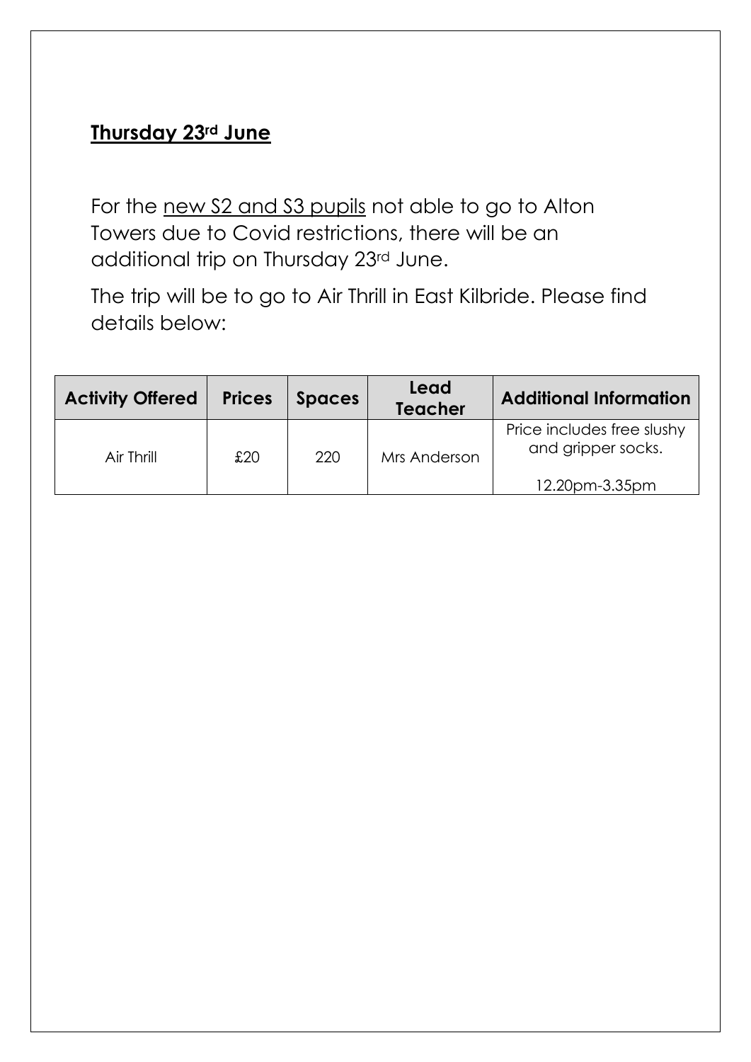**Thursday 23rd June**

For the new S2 and S3 pupils not able to go to Alton Towers due to Covid restrictions, there will be an additional trip on Thursday 23rd June.

The trip will be to go to Air Thrill in East Kilbride. Please find details below:

| Activity Offered | Prices | Spaces | Lead Teacher | Additional Information |
|---|---|---|---|---|
| Air Thrill | £20 | 220 | Mrs Anderson | Price includes free slushy and gripper socks.<br><br>12.20pm-3.35pm |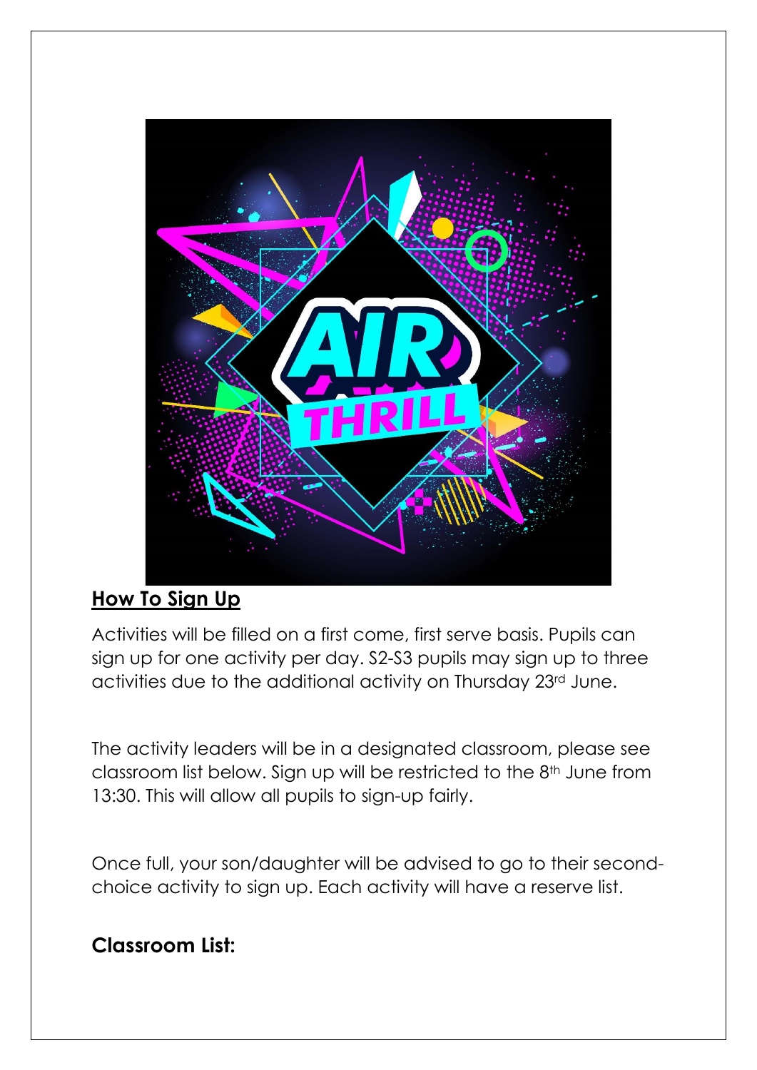## How To Sign Up

Activities will be filled on a first come, first serve basis. Pupils can sign up for one activity per day. S2-S3 pupils may sign up to three activities due to the additional activity on Thursday 23rd June.

The activity leaders will be in a designated classroom, please see classroom list below. Sign up will be restricted to the 8th June from 13:30. This will allow all pupils to sign-up fairly.

Once full, your son/daughter will be advised to go to their second-choice activity to sign up. Each activity will have a reserve list.

### Classroom List: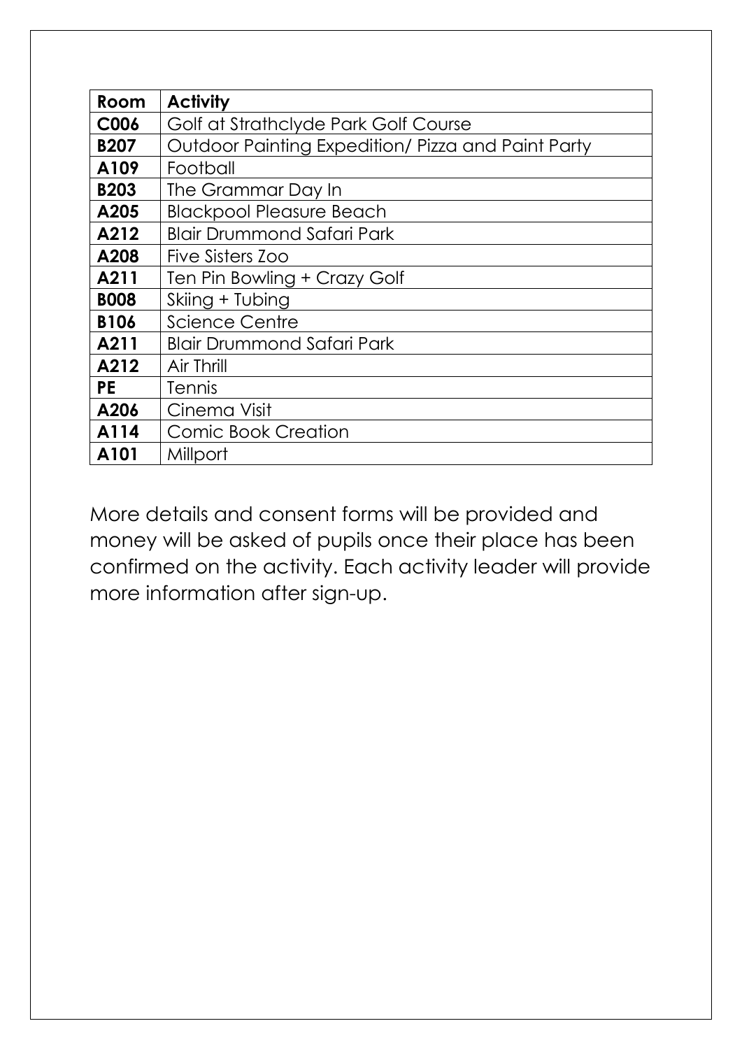| Room | Activity |
|---|---|
| **C006** | Golf at Strathclyde Park Golf Course |
| **B207** | Outdoor Painting Expedition/ Pizza and Paint Party |
| **A109** | Football |
| **B203** | The Grammar Day In |
| **A205** | Blackpool Pleasure Beach |
| **A212** | Blair Drummond Safari Park |
| **A208** | Five Sisters Zoo |
| **A211** | Ten Pin Bowling + Crazy Golf |
| **B008** | Skiing + Tubing |
| **B106** | Science Centre |
| **A211** | Blair Drummond Safari Park |
| **A212** | Air Thrill |
| **PE** | Tennis |
| **A206** | Cinema Visit |
| **A114** | Comic Book Creation |
| **A101** | Millport |

More details and consent forms will be provided and money will be asked of pupils once their place has been confirmed on the activity. Each activity leader will provide more information after sign-up.